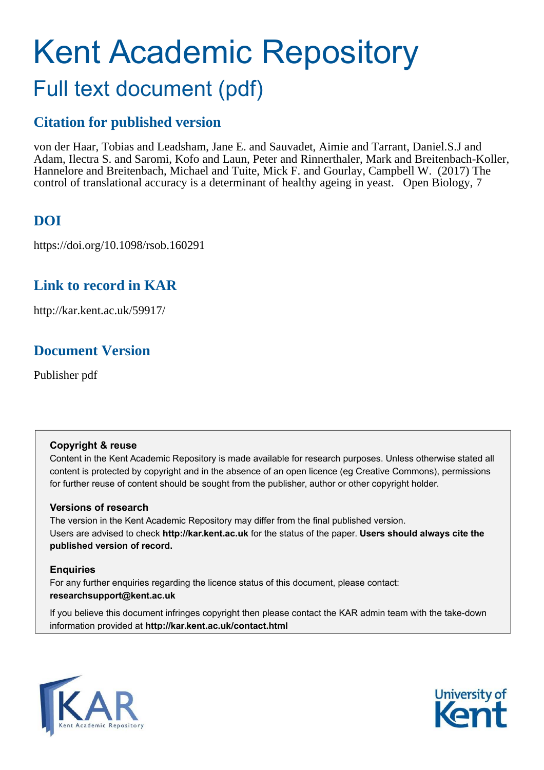# Kent Academic Repository

## Full text document (pdf)

### Citation for published version

von der Haar, Tobias and Leadsham, Jane E. and Sauvadet, Aimie and Tarrant, Daniel.S.J and Adam, Ilectra S. and Saromi, Kofo and Laun, Peter and Rinnerthaler, Mark and Breitenbach-Koller, Hannelore and Breitenbach, Michael and Tuite, Mick F. and Gourlay, Campbell W. (2017) The control of translational accuracy is a determinant of healthy ageing in yeast. Open Biology, 7

### DOI

https://doi.org/10.1098/rsob.160291

### Link to record in KAR

http://kar.kent.ac.uk/59917/

### Document Version

Publisher pdf

**Copyright & reuse**

Content in the Kent Academic Repository is made available for research purposes. Unless otherwise stated all content is protected by copyright and in the absence of an open licence (eg Creative Commons), permissions for further reuse of content should be sought from the publisher, author or other copyright holder.

**Versions of research**

The version in the Kent Academic Repository may differ from the final published version. Users are advised to check **http://kar.kent.ac.uk** for the status of the paper. **Users should always cite the published version of record.**

**Enquiries**

For any further enquiries regarding the licence status of this document, please contact: **researchsupport@kent.ac.uk**

If you believe this document infringes copyright then please contact the KAR admin team with the take-down information provided at **http://kar.kent.ac.uk/contact.html**

KAR Kent Academic Repository

University of Kent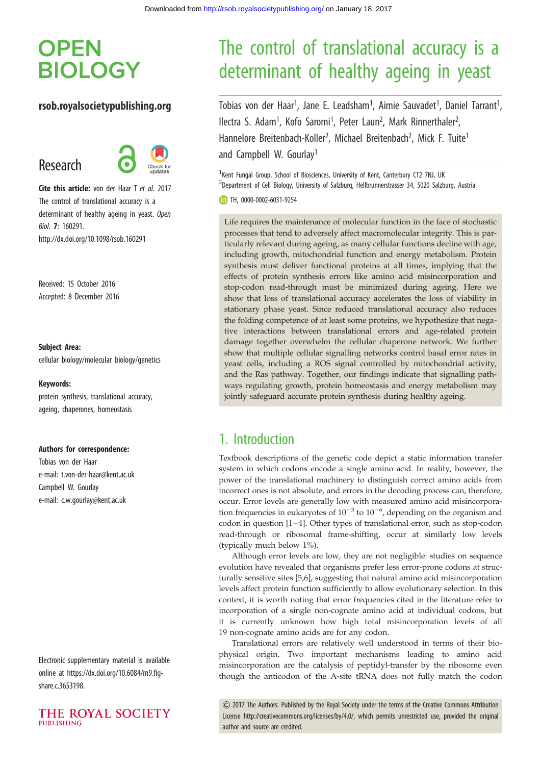# OPEN BIOLOGY

**rsob.royalsocietypublishing.org**

Research

**Cite this article:** von der Haar T *et al*. 2017 The control of translational accuracy is a determinant of healthy ageing in yeast. *Open Biol.* **7**: 160291.
http://dx.doi.org/10.1098/rsob.160291

Received: 15 October 2016
Accepted: 8 December 2016

**Subject Area:**
cellular biology/molecular biology/genetics

**Keywords:**
protein synthesis, translational accuracy, ageing, chaperones, homeostasis

**Authors for correspondence:**
Tobias von der Haar
e-mail: t.von-der-haar@kent.ac.uk
Campbell W. Gourlay
e-mail: c.w.gourlay@kent.ac.uk

Electronic supplementary material is available online at https://dx.doi.org/10.6084/m9.figshare.c.3653198.

# The control of translational accuracy is a determinant of healthy ageing in yeast

Tobias von der Haar[1], Jane E. Leadsham[1], Aimie Sauvadet[1], Daniel Tarrant[1], Ilectra S. Adam[1], Kofo Saromi[1], Peter Laun[2], Mark Rinnerthaler[2], Hannelore Breitenbach-Koller[2], Michael Breitenbach[2], Mick F. Tuite[1] and Campbell W. Gourlay[1]

[1]Kent Fungal Group, School of Biosciences, University of Kent, Canterbury CT2 7NJ, UK
[2]Department of Cell Biology, University of Salzburg, Hellbrunnerstrasse 34, 5020 Salzburg, Austria

TH, 0000-0002-6031-9254

Life requires the maintenance of molecular function in the face of stochastic processes that tend to adversely affect macromolecular integrity. This is particularly relevant during ageing, as many cellular functions decline with age, including growth, mitochondrial function and energy metabolism. Protein synthesis must deliver functional proteins at all times, implying that the effects of protein synthesis errors like amino acid misincorporation and stop-codon read-through must be minimized during ageing. Here we show that loss of translational accuracy accelerates the loss of viability in stationary phase yeast. Since reduced translational accuracy also reduces the folding competence of at least some proteins, we hypothesize that negative interactions between translational errors and age-related protein damage together overwhelm the cellular chaperone network. We further show that multiple cellular signalling networks control basal error rates in yeast cells, including a ROS signal controlled by mitochondrial activity, and the Ras pathway. Together, our findings indicate that signalling pathways regulating growth, protein homeostasis and energy metabolism may jointly safeguard accurate protein synthesis during healthy ageing.

## 1. Introduction

Textbook descriptions of the genetic code depict a static information transfer system in which codons encode a single amino acid. In reality, however, the power of the translational machinery to distinguish correct amino acids from incorrect ones is not absolute, and errors in the decoding process can, therefore, occur. Error levels are generally low with measured amino acid misincorporation frequencies in eukaryotes of $10^{-3}$ to $10^{-6}$, depending on the organism and codon in question [1–4]. Other types of translational error, such as stop-codon read-through or ribosomal frame-shifting, occur at similarly low levels (typically much below 1%).

Although error levels are low, they are not negligible: studies on sequence evolution have revealed that organisms prefer less error-prone codons at structurally sensitive sites [5,6], suggesting that natural amino acid misincorporation levels affect protein function sufficiently to allow evolutionary selection. In this context, it is worth noting that error frequencies cited in the literature refer to incorporation of a single non-cognate amino acid at individual codons, but it is currently unknown how high total misincorporation levels of all 19 non-cognate amino acids are for any codon.

Translational errors are relatively well understood in terms of their biophysical origin. Two important mechanisms leading to amino acid misincorporation are the catalysis of peptidyl-transfer by the ribosome even though the anticodon of the A-site tRNA does not fully match the codon

© 2017 The Authors. Published by the Royal Society under the terms of the Creative Commons Attribution License http://creativecommons.org/licenses/by/4.0/, which permits unrestricted use, provided the original author and source are credited.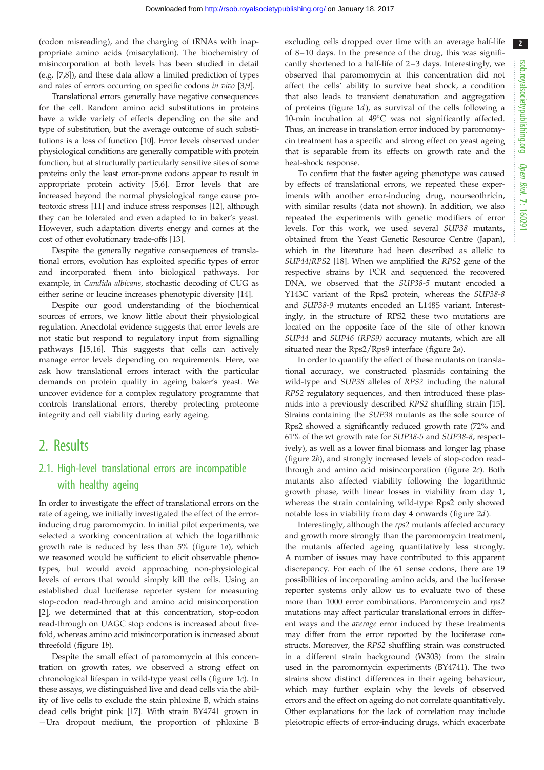(codon misreading), and the charging of tRNAs with inappropriate amino acids (misacylation). The biochemistry of misincorporation at both levels has been studied in detail (e.g. [7,8]), and these data allow a limited prediction of types and rates of errors occurring on specific codons *in vivo* [3,9].

Translational errors generally have negative consequences for the cell. Random amino acid substitutions in proteins have a wide variety of effects depending on the site and type of substitution, but the average outcome of such substitutions is a loss of function [10]. Error levels observed under physiological conditions are generally compatible with protein function, but at structurally particularly sensitive sites of some proteins only the least error-prone codons appear to result in appropriate protein activity [5,6]. Error levels that are increased beyond the normal physiological range cause proteotoxic stress [11] and induce stress responses [12], although they can be tolerated and even adapted to in baker's yeast. However, such adaptation diverts energy and comes at the cost of other evolutionary trade-offs [13].

Despite the generally negative consequences of translational errors, evolution has exploited specific types of error and incorporated them into biological pathways. For example, in *Candida albicans*, stochastic decoding of CUG as either serine or leucine increases phenotypic diversity [14].

Despite our good understanding of the biochemical sources of errors, we know little about their physiological regulation. Anecdotal evidence suggests that error levels are not static but respond to regulatory input from signalling pathways [15,16]. This suggests that cells can actively manage error levels depending on requirements. Here, we ask how translational errors interact with the particular demands on protein quality in ageing baker's yeast. We uncover evidence for a complex regulatory programme that controls translational errors, thereby protecting proteome integrity and cell viability during early ageing.

## 2. Results

### 2.1. High-level translational errors are incompatible with healthy ageing

In order to investigate the effect of translational errors on the rate of ageing, we initially investigated the effect of the error-inducing drug paromomycin. In initial pilot experiments, we selected a working concentration at which the logarithmic growth rate is reduced by less than 5% (figure 1*a*), which we reasoned would be sufficient to elicit observable phenotypes, but would avoid approaching non-physiological levels of errors that would simply kill the cells. Using an established dual luciferase reporter system for measuring stop-codon read-through and amino acid misincorporation [2], we determined that at this concentration, stop-codon read-through on UAGC stop codons is increased about fivefold, whereas amino acid misincorporation is increased about threefold (figure 1*b*).

Despite the small effect of paromomycin at this concentration on growth rates, we observed a strong effect on chronological lifespan in wild-type yeast cells (figure 1*c*). In these assays, we distinguished live and dead cells via the ability of live cells to exclude the stain phloxine B, which stains dead cells bright pink [17]. With strain BY4741 grown in −Ura dropout medium, the proportion of phloxine B excluding cells dropped over time with an average half-life of 8–10 days. In the presence of the drug, this was significantly shortened to a half-life of 2–3 days. Interestingly, we observed that paromomycin at this concentration did not affect the cells' ability to survive heat shock, a condition that also leads to transient denaturation and aggregation of proteins (figure 1*d*), as survival of the cells following a 10-min incubation at 49°C was not significantly affected. Thus, an increase in translation error induced by paromomycin treatment has a specific and strong effect on yeast ageing that is separable from its effects on growth rate and the heat-shock response.

To confirm that the faster ageing phenotype was caused by effects of translational errors, we repeated these experiments with another error-inducing drug, nourseothricin, with similar results (data not shown). In addition, we also repeated the experiments with genetic modifiers of error levels. For this work, we used several *SUP38* mutants, obtained from the Yeast Genetic Resource Centre (Japan), which in the literature had been described as allelic to *SUP44*/*RPS2* [18]. When we amplified the *RPS2* gene of the respective strains by PCR and sequenced the recovered DNA, we observed that the *SUP38-5* mutant encoded a Y143C variant of the Rps2 protein, whereas the *SUP38-8* and *SUP38-9* mutants encoded an L148S variant. Interestingly, in the structure of RPS2 these two mutations are located on the opposite face of the site of other known *SUP44* and *SUP46 (RPS9)* accuracy mutants, which are all situated near the Rps2/Rps9 interface (figure 2*a*).

In order to quantify the effect of these mutants on translational accuracy, we constructed plasmids containing the wild-type and *SUP38* alleles of *RPS2* including the natural *RPS2* regulatory sequences, and then introduced these plasmids into a previously described *RPS2* shuffling strain [15]. Strains containing the *SUP38* mutants as the sole source of Rps2 showed a significantly reduced growth rate (72% and 61% of the wt growth rate for *SUP38-5* and *SUP38-8*, respectively), as well as a lower final biomass and longer lag phase (figure 2*b*), and strongly increased levels of stop-codon read-through and amino acid misincorporation (figure 2*c*). Both mutants also affected viability following the logarithmic growth phase, with linear losses in viability from day 1, whereas the strain containing wild-type Rps2 only showed notable loss in viability from day 4 onwards (figure 2*d*).

Interestingly, although the *rps2* mutants affected accuracy and growth more strongly than the paromomycin treatment, the mutants affected ageing quantitatively less strongly. A number of issues may have contributed to this apparent discrepancy. For each of the 61 sense codons, there are 19 possibilities of incorporating amino acids, and the luciferase reporter systems only allow us to evaluate two of these more than 1000 error combinations. Paromomycin and *rps2* mutations may affect particular translational errors in different ways and the *average* error induced by these treatments may differ from the error reported by the luciferase constructs. Moreover, the *RPS2* shuffling strain was constructed in a different strain background (W303) from the strain used in the paromomycin experiments (BY4741). The two strains show distinct differences in their ageing behaviour, which may further explain why the levels of observed errors and the effect on ageing do not correlate quantitatively. Other explanations for the lack of correlation may include pleiotropic effects of error-inducing drugs, which exacerbate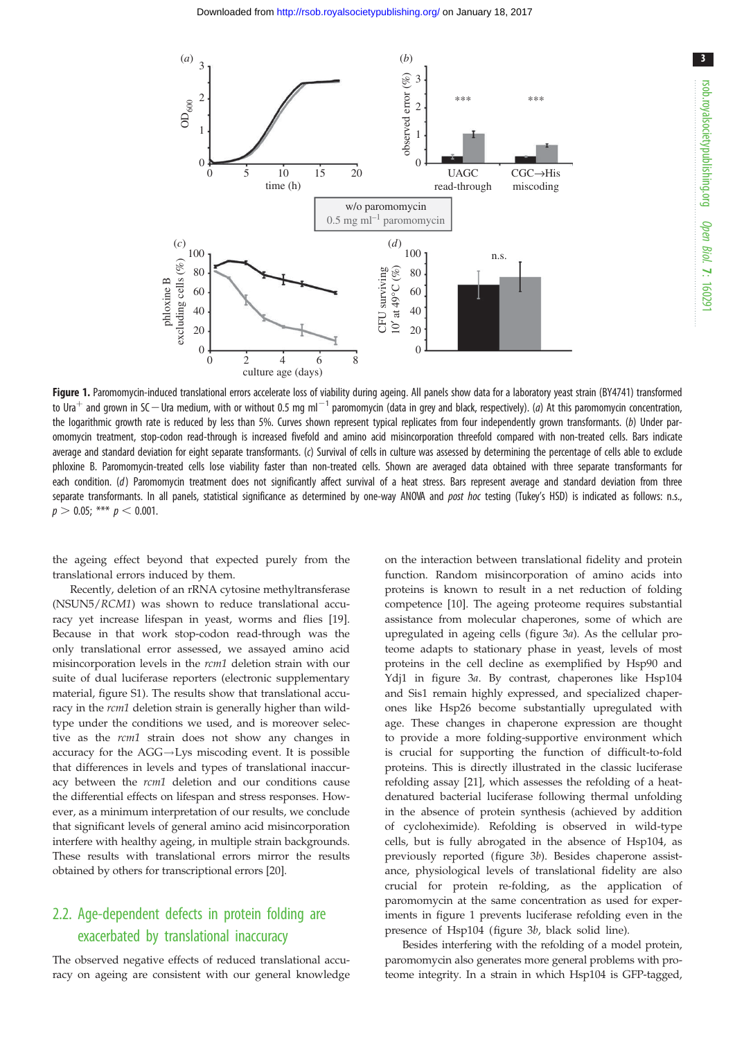**Figure 1.** Paromomycin-induced translational errors accelerate loss of viability during ageing. All panels show data for a laboratory yeast strain (BY4741) transformed to Ura$^+$ and grown in SC−Ura medium, with or without 0.5 mg ml$^{-1}$ paromomycin (data in grey and black, respectively). (*a*) At this paromomycin concentration, the logarithmic growth rate is reduced by less than 5%. Curves shown represent typical replicates from four independently grown transformants. (*b*) Under paromomycin treatment, stop-codon read-through is increased fivefold and amino acid misincorporation threefold compared with non-treated cells. Bars indicate average and standard deviation for eight separate transformants. (*c*) Survival of cells in culture was assessed by determining the percentage of cells able to exclude phloxine B. Paromomycin-treated cells lose viability faster than non-treated cells. Shown are averaged data obtained with three separate transformants for each condition. (*d*) Paromomycin treatment does not significantly affect survival of a heat stress. Bars represent average and standard deviation from three separate transformants. In all panels, statistical significance as determined by one-way ANOVA and *post hoc* testing (Tukey's HSD) is indicated as follows: n.s., $p > 0.05$; *** $p < 0.001$.

the ageing effect beyond that expected purely from the translational errors induced by them.

Recently, deletion of an rRNA cytosine methyltransferase (NSUN5/*RCM1*) was shown to reduce translational accuracy yet increase lifespan in yeast, worms and flies [19]. Because in that work stop-codon read-through was the only translational error assessed, we assayed amino acid misincorporation levels in the *rcm1* deletion strain with our suite of dual luciferase reporters (electronic supplementary material, figure S1). The results show that translational accuracy in the *rcm1* deletion strain is generally higher than wild-type under the conditions we used, and is moreover selective as the *rcm1* strain does not show any changes in accuracy for the AGG→Lys miscoding event. It is possible that differences in levels and types of translational inaccuracy between the *rcm1* deletion and our conditions cause the differential effects on lifespan and stress responses. However, as a minimum interpretation of our results, we conclude that significant levels of general amino acid misincorporation interfere with healthy ageing, in multiple strain backgrounds. These results with translational errors mirror the results obtained by others for transcriptional errors [20].

## 2.2. Age-dependent defects in protein folding are exacerbated by translational inaccuracy

The observed negative effects of reduced translational accuracy on ageing are consistent with our general knowledge on the interaction between translational fidelity and protein function. Random misincorporation of amino acids into proteins is known to result in a net reduction of folding competence [10]. The ageing proteome requires substantial assistance from molecular chaperones, some of which are upregulated in ageing cells (figure 3*a*). As the cellular proteome adapts to stationary phase in yeast, levels of most proteins in the cell decline as exemplified by Hsp90 and Ydj1 in figure 3*a*. By contrast, chaperones like Hsp104 and Sis1 remain highly expressed, and specialized chaperones like Hsp26 become substantially upregulated with age. These changes in chaperone expression are thought to provide a more folding-supportive environment which is crucial for supporting the function of difficult-to-fold proteins. This is directly illustrated in the classic luciferase refolding assay [21], which assesses the refolding of a heat-denatured bacterial luciferase following thermal unfolding in the absence of protein synthesis (achieved by addition of cycloheximide). Refolding is observed in wild-type cells, but is fully abrogated in the absence of Hsp104, as previously reported (figure 3*b*). Besides chaperone assistance, physiological levels of translational fidelity are also crucial for protein re-folding, as the application of paromomycin at the same concentration as used for experiments in figure 1 prevents luciferase refolding even in the presence of Hsp104 (figure 3*b*, black solid line).

Besides interfering with the refolding of a model protein, paromomycin also generates more general problems with proteome integrity. In a strain in which Hsp104 is GFP-tagged,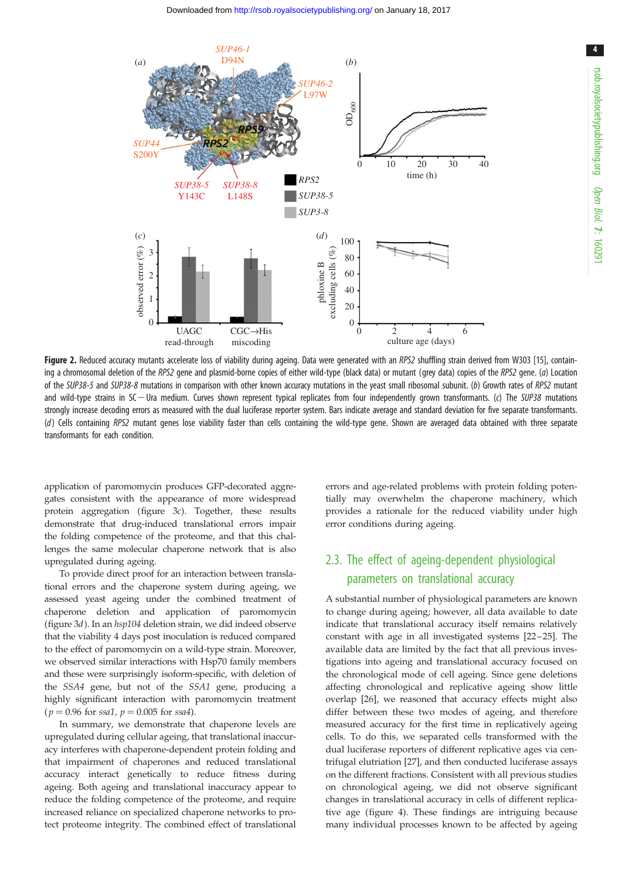**Figure 2.** Reduced accuracy mutants accelerate loss of viability during ageing. Data were generated with an *RPS2* shuffling strain derived from W303 [15], containing a chromosomal deletion of the *RPS2* gene and plasmid-borne copies of either wild-type (black data) or mutant (grey data) copies of the *RPS2* gene. (*a*) Location of the *SUP38-5* and *SUP38-8* mutations in comparison with other known accuracy mutations in the yeast small ribosomal subunit. (*b*) Growth rates of *RPS2* mutant and wild-type strains in SC − Ura medium. Curves shown represent typical replicates from four independently grown transformants. (*c*) The *SUP38* mutations strongly increase decoding errors as measured with the dual luciferase reporter system. Bars indicate average and standard deviation for five separate transformants. (*d*) Cells containing *RPS2* mutant genes lose viability faster than cells containing the wild-type gene. Shown are averaged data obtained with three separate transformants for each condition.

application of paromomycin produces GFP-decorated aggregates consistent with the appearance of more widespread protein aggregation (figure 3*c*). Together, these results demonstrate that drug-induced translational errors impair the folding competence of the proteome, and that this challenges the same molecular chaperone network that is also upregulated during ageing.

To provide direct proof for an interaction between translational errors and the chaperone system during ageing, we assessed yeast ageing under the combined treatment of chaperone deletion and application of paromomycin (figure 3*d*). In an *hsp104* deletion strain, we did indeed observe that the viability 4 days post inoculation is reduced compared to the effect of paromomycin on a wild-type strain. Moreover, we observed similar interactions with Hsp70 family members and these were surprisingly isoform-specific, with deletion of the *SSA4* gene, but not of the *SSA1* gene, producing a highly significant interaction with paromomycin treatment ($p = 0.96$ for *ssa1*, $p = 0.005$ for *ssa4*).

In summary, we demonstrate that chaperone levels are upregulated during cellular ageing, that translational inaccuracy interferes with chaperone-dependent protein folding and that impairment of chaperones and reduced translational accuracy interact genetically to reduce fitness during ageing. Both ageing and translational inaccuracy appear to reduce the folding competence of the proteome, and require increased reliance on specialized chaperone networks to protect proteome integrity. The combined effect of translational errors and age-related problems with protein folding potentially may overwhelm the chaperone machinery, which provides a rationale for the reduced viability under high error conditions during ageing.

## 2.3. The effect of ageing-dependent physiological parameters on translational accuracy

A substantial number of physiological parameters are known to change during ageing; however, all data available to date indicate that translational accuracy itself remains relatively constant with age in all investigated systems [22–25]. The available data are limited by the fact that all previous investigations into ageing and translational accuracy focused on the chronological mode of cell ageing. Since gene deletions affecting chronological and replicative ageing show little overlap [26], we reasoned that accuracy effects might also differ between these two modes of ageing, and therefore measured accuracy for the first time in replicatively ageing cells. To do this, we separated cells transformed with the dual luciferase reporters of different replicative ages via centrifugal elutriation [27], and then conducted luciferase assays on the different fractions. Consistent with all previous studies on chronological ageing, we did not observe significant changes in translational accuracy in cells of different replicative age (figure 4). These findings are intriguing because many individual processes known to be affected by ageing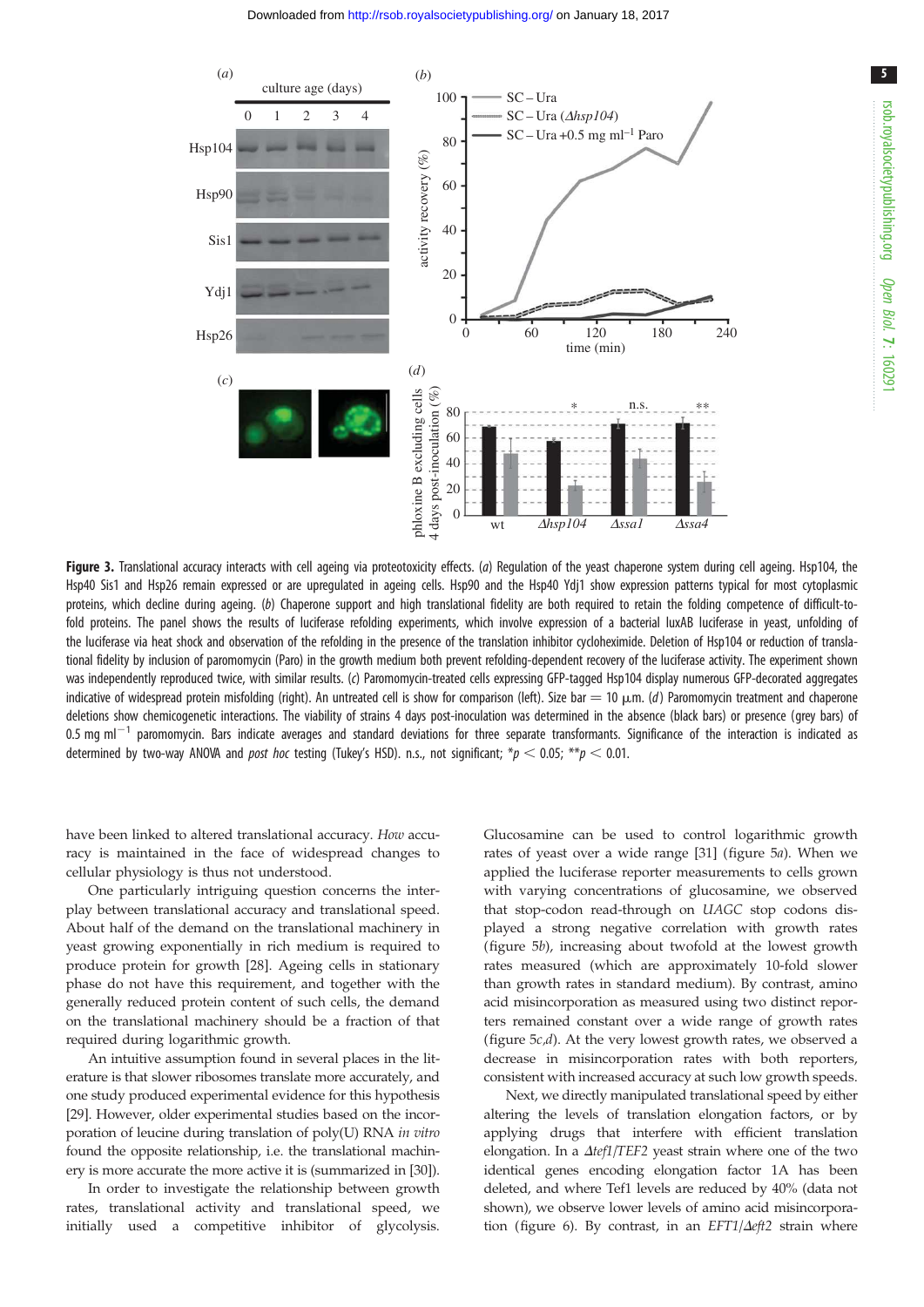**Figure 3.** Translational accuracy interacts with cell ageing via proteotoxicity effects. (*a*) Regulation of the yeast chaperone system during cell ageing. Hsp104, the Hsp40 Sis1 and Hsp26 remain expressed or are upregulated in ageing cells. Hsp90 and the Hsp40 Ydj1 show expression patterns typical for most cytoplasmic proteins, which decline during ageing. (*b*) Chaperone support and high translational fidelity are both required to retain the folding competence of difficult-to-fold proteins. The panel shows the results of luciferase refolding experiments, which involve expression of a bacterial luxAB luciferase in yeast, unfolding of the luciferase via heat shock and observation of the refolding in the presence of the translation inhibitor cycloheximide. Deletion of Hsp104 or reduction of translational fidelity by inclusion of paromomycin (Paro) in the growth medium both prevent refolding-dependent recovery of the luciferase activity. The experiment shown was independently reproduced twice, with similar results. (*c*) Paromomycin-treated cells expressing GFP-tagged Hsp104 display numerous GFP-decorated aggregates indicative of widespread protein misfolding (right). An untreated cell is show for comparison (left). Size bar = 10 µm. (*d*) Paromomycin treatment and chaperone deletions show chemicogenetic interactions. The viability of strains 4 days post-inoculation was determined in the absence (black bars) or presence (grey bars) of 0.5 mg ml$^{-1}$ paromomycin. Bars indicate averages and standard deviations for three separate transformants. Significance of the interaction is indicated as determined by two-way ANOVA and *post hoc* testing (Tukey's HSD). n.s., not significant; \*$p < 0.05$; \*\*$p < 0.01$.

have been linked to altered translational accuracy. *How* accuracy is maintained in the face of widespread changes to cellular physiology is thus not understood.

One particularly intriguing question concerns the interplay between translational accuracy and translational speed. About half of the demand on the translational machinery in yeast growing exponentially in rich medium is required to produce protein for growth [28]. Ageing cells in stationary phase do not have this requirement, and together with the generally reduced protein content of such cells, the demand on the translational machinery should be a fraction of that required during logarithmic growth.

An intuitive assumption found in several places in the literature is that slower ribosomes translate more accurately, and one study produced experimental evidence for this hypothesis [29]. However, older experimental studies based on the incorporation of leucine during translation of poly(U) RNA *in vitro* found the opposite relationship, i.e. the translational machinery is more accurate the more active it is (summarized in [30]).

In order to investigate the relationship between growth rates, translational activity and translational speed, we initially used a competitive inhibitor of glycolysis. Glucosamine can be used to control logarithmic growth rates of yeast over a wide range [31] (figure 5*a*). When we applied the luciferase reporter measurements to cells grown with varying concentrations of glucosamine, we observed that stop-codon read-through on *UAGC* stop codons displayed a strong negative correlation with growth rates (figure 5*b*), increasing about twofold at the lowest growth rates measured (which are approximately 10-fold slower than growth rates in standard medium). By contrast, amino acid misincorporation as measured using two distinct reporters remained constant over a wide range of growth rates (figure 5*c*,*d*). At the very lowest growth rates, we observed a decrease in misincorporation rates with both reporters, consistent with increased accuracy at such low growth speeds.

Next, we directly manipulated translational speed by either altering the levels of translation elongation factors, or by applying drugs that interfere with efficient translation elongation. In a *Δtef1/TEF2* yeast strain where one of the two identical genes encoding elongation factor 1A has been deleted, and where Tef1 levels are reduced by 40% (data not shown), we observe lower levels of amino acid misincorporation (figure 6). By contrast, in an *EFT1/Δeft2* strain where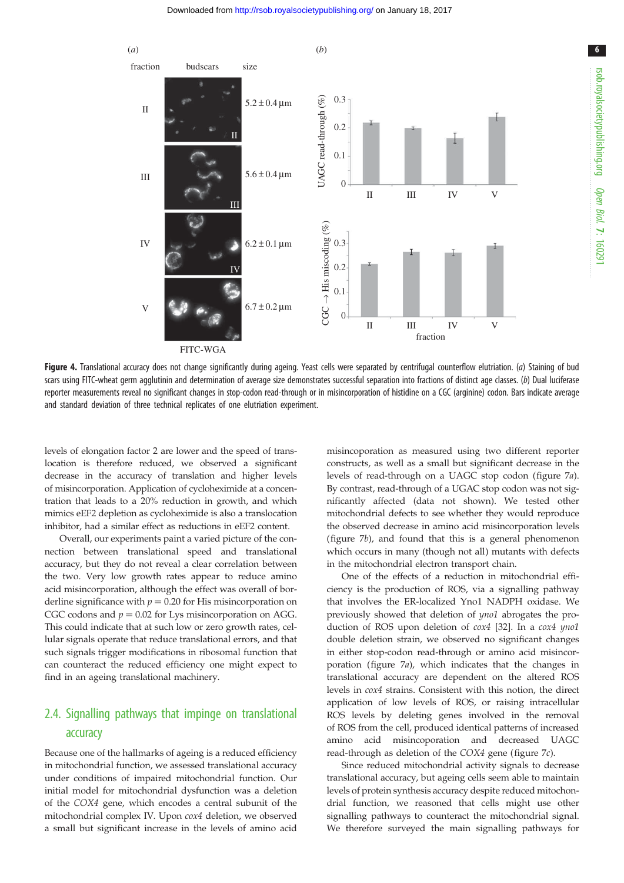**Figure 4.** Translational accuracy does not change significantly during ageing. Yeast cells were separated by centrifugal counterflow elutriation. (*a*) Staining of bud scars using FITC-wheat germ agglutinin and determination of average size demonstrates successful separation into fractions of distinct age classes. (*b*) Dual luciferase reporter measurements reveal no significant changes in stop-codon read-through or in misincorporation of histidine on a CGC (arginine) codon. Bars indicate average and standard deviation of three technical replicates of one elutriation experiment.

levels of elongation factor 2 are lower and the speed of translocation is therefore reduced, we observed a significant decrease in the accuracy of translation and higher levels of misincorporation. Application of cycloheximide at a concentration that leads to a 20% reduction in growth, and which mimics eEF2 depletion as cycloheximide is also a translocation inhibitor, had a similar effect as reductions in eEF2 content.

Overall, our experiments paint a varied picture of the connection between translational speed and translational accuracy, but they do not reveal a clear correlation between the two. Very low growth rates appear to reduce amino acid misincorporation, although the effect was overall of borderline significance with $p = 0.20$ for His misincorporation on CGC codons and $p = 0.02$ for Lys misincorporation on AGG. This could indicate that at such low or zero growth rates, cellular signals operate that reduce translational errors, and that such signals trigger modifications in ribosomal function that can counteract the reduced efficiency one might expect to find in an ageing translational machinery.

## 2.4. Signalling pathways that impinge on translational accuracy

Because one of the hallmarks of ageing is a reduced efficiency in mitochondrial function, we assessed translational accuracy under conditions of impaired mitochondrial function. Our initial model for mitochondrial dysfunction was a deletion of the *COX4* gene, which encodes a central subunit of the mitochondrial complex IV. Upon *cox4* deletion, we observed a small but significant increase in the levels of amino acid misincoporation as measured using two different reporter constructs, as well as a small but significant decrease in the levels of read-through on a UAGC stop codon (figure 7*a*). By contrast, read-through of a UGAC stop codon was not significantly affected (data not shown). We tested other mitochondrial defects to see whether they would reproduce the observed decrease in amino acid misincorporation levels (figure 7*b*), and found that this is a general phenomenon which occurs in many (though not all) mutants with defects in the mitochondrial electron transport chain.

One of the effects of a reduction in mitochondrial efficiency is the production of ROS, via a signalling pathway that involves the ER-localized Yno1 NADPH oxidase. We previously showed that deletion of *yno1* abrogates the production of ROS upon deletion of *cox4* [32]. In a *cox4 yno1* double deletion strain, we observed no significant changes in either stop-codon read-through or amino acid misincorporation (figure 7*a*), which indicates that the changes in translational accuracy are dependent on the altered ROS levels in *cox4* strains. Consistent with this notion, the direct application of low levels of ROS, or raising intracellular ROS levels by deleting genes involved in the removal of ROS from the cell, produced identical patterns of increased amino acid misincoporation and decreased UAGC read-through as deletion of the *COX4* gene (figure 7*c*).

Since reduced mitochondrial activity signals to decrease translational accuracy, but ageing cells seem able to maintain levels of protein synthesis accuracy despite reduced mitochondrial function, we reasoned that cells might use other signalling pathways to counteract the mitochondrial signal. We therefore surveyed the main signalling pathways for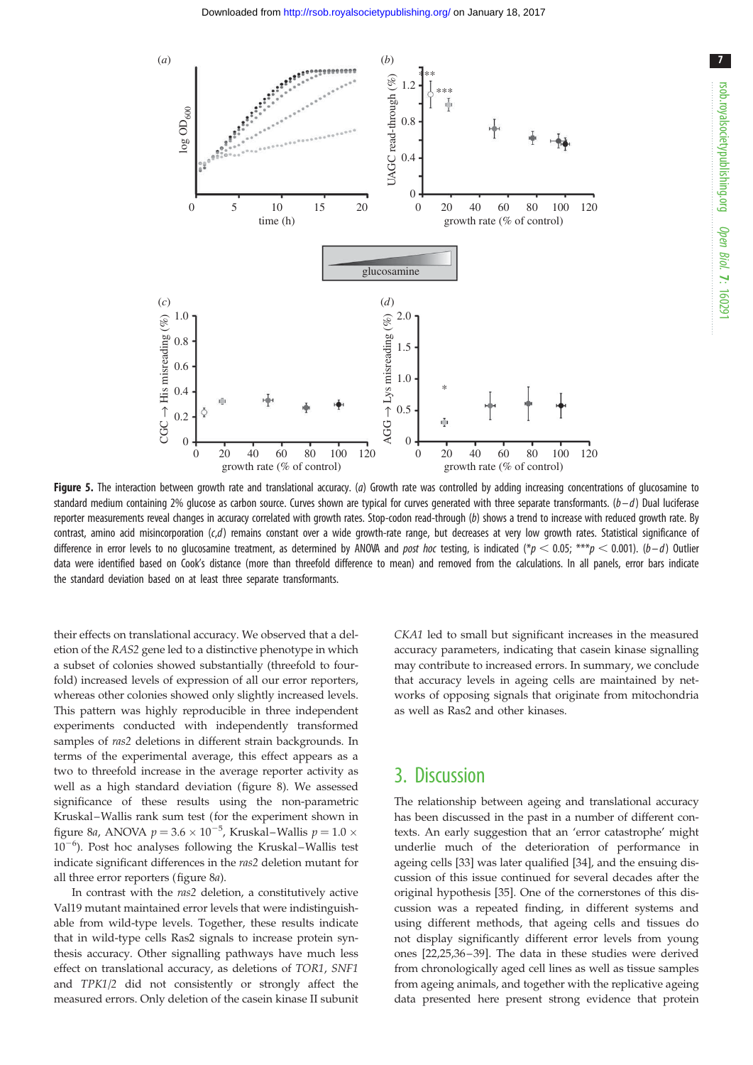**Figure 5.** The interaction between growth rate and translational accuracy. (*a*) Growth rate was controlled by adding increasing concentrations of glucosamine to standard medium containing 2% glucose as carbon source. Curves shown are typical for curves generated with three separate transformants. (*b–d*) Dual luciferase reporter measurements reveal changes in accuracy correlated with growth rates. Stop-codon read-through (*b*) shows a trend to increase with reduced growth rate. By contrast, amino acid misincorporation (*c*,*d*) remains constant over a wide growth-rate range, but decreases at very low growth rates. Statistical significance of difference in error levels to no glucosamine treatment, as determined by ANOVA and *post hoc* testing, is indicated (* $p < 0.05$; *** $p < 0.001$). (*b–d*) Outlier data were identified based on Cook's distance (more than threefold difference to mean) and removed from the calculations. In all panels, error bars indicate the standard deviation based on at least three separate transformants.

their effects on translational accuracy. We observed that a deletion of the *RAS2* gene led to a distinctive phenotype in which a subset of colonies showed substantially (threefold to fourfold) increased levels of expression of all our error reporters, whereas other colonies showed only slightly increased levels. This pattern was highly reproducible in three independent experiments conducted with independently transformed samples of *ras2* deletions in different strain backgrounds. In terms of the experimental average, this effect appears as a two to threefold increase in the average reporter activity as well as a high standard deviation (figure 8). We assessed significance of these results using the non-parametric Kruskal–Wallis rank sum test (for the experiment shown in figure 8*a*, ANOVA $p = 3.6 \times 10^{-5}$, Kruskal–Wallis $p = 1.0 \times 10^{-6}$). Post hoc analyses following the Kruskal–Wallis test indicate significant differences in the *ras2* deletion mutant for all three error reporters (figure 8*a*).

In contrast with the *ras2* deletion, a constitutively active Val19 mutant maintained error levels that were indistinguishable from wild-type levels. Together, these results indicate that in wild-type cells Ras2 signals to increase protein synthesis accuracy. Other signalling pathways have much less effect on translational accuracy, as deletions of *TOR1*, *SNF1* and *TPK1/2* did not consistently or strongly affect the measured errors. Only deletion of the casein kinase II subunit *CKA1* led to small but significant increases in the measured accuracy parameters, indicating that casein kinase signalling may contribute to increased errors. In summary, we conclude that accuracy levels in ageing cells are maintained by networks of opposing signals that originate from mitochondria as well as Ras2 and other kinases.

## 3. Discussion

The relationship between ageing and translational accuracy has been discussed in the past in a number of different contexts. An early suggestion that an 'error catastrophe' might underlie much of the deterioration of performance in ageing cells [33] was later qualified [34], and the ensuing discussion of this issue continued for several decades after the original hypothesis [35]. One of the cornerstones of this discussion was a repeated finding, in different systems and using different methods, that ageing cells and tissues do not display significantly different error levels from young ones [22,25,36–39]. The data in these studies were derived from chronologically aged cell lines as well as tissue samples from ageing animals, and together with the replicative ageing data presented here present strong evidence that protein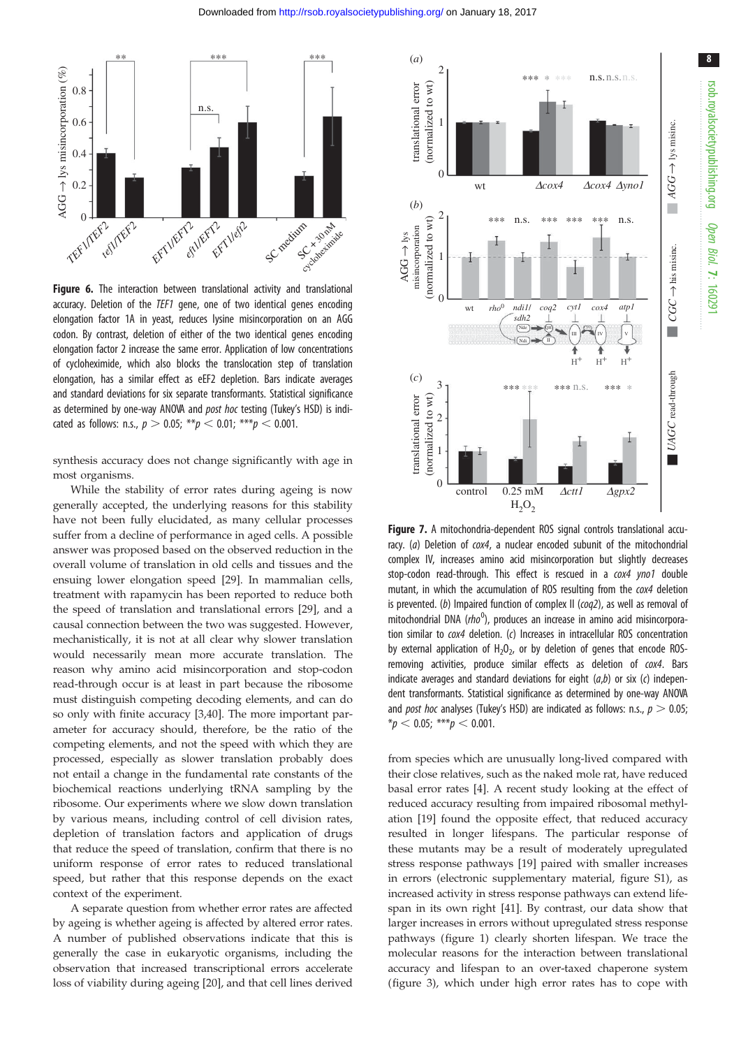AGG → lys misincorporation (%)

0
0.2
0.4
0.6
0.8

**
***
n.s.
***

TEF1/TEF2
tef1/TEF2
EFT1/EFT2
eft1/EFT2
EFT1/eft2
SC medium
SC + 30 nM cycloheximide

**Figure 6.** The interaction between translational activity and translational accuracy. Deletion of the *TEF1* gene, one of two identical genes encoding elongation factor 1A in yeast, reduces lysine misincorporation on an AGG codon. By contrast, deletion of either of the two identical genes encoding elongation factor 2 increase the same error. Application of low concentrations of cycloheximide, which also blocks the translocation step of translation elongation, has a similar effect as eEF2 depletion. Bars indicate averages and standard deviations for six separate transformants. Statistical significance as determined by one-way ANOVA and *post hoc* testing (Tukey's HSD) is indicated as follows: n.s., $p > 0.05$; $^{**}p < 0.01$; $^{***}p < 0.001$.

synthesis accuracy does not change significantly with age in most organisms.

While the stability of error rates during ageing is now generally accepted, the underlying reasons for this stability have not been fully elucidated, as many cellular processes suffer from a decline of performance in aged cells. A possible answer was proposed based on the observed reduction in the overall volume of translation in old cells and tissues and the ensuing lower elongation speed [29]. In mammalian cells, treatment with rapamycin has been reported to reduce both the speed of translation and translational errors [29], and a causal connection between the two was suggested. However, mechanistically, it is not at all clear why slower translation would necessarily mean more accurate translation. The reason why amino acid misincorporation and stop-codon read-through occur is at least in part because the ribosome must distinguish competing decoding elements, and can do so only with finite accuracy [3,40]. The more important parameter for accuracy should, therefore, be the ratio of the competing elements, and not the speed with which they are processed, especially as slower translation probably does not entail a change in the fundamental rate constants of the biochemical reactions underlying tRNA sampling by the ribosome. Our experiments where we slow down translation by various means, including control of cell division rates, depletion of translation factors and application of drugs that reduce the speed of translation, confirm that there is no uniform response of error rates to reduced translational speed, but rather that this response depends on the exact context of the experiment.

A separate question from whether error rates are affected by ageing is whether ageing is affected by altered error rates. A number of published observations indicate that this is generally the case in eukaryotic organisms, including the observation that increased transcriptional errors accelerate loss of viability during ageing [20], and that cell lines derived

(*a*)
translational error (normalized to wt)
0
1
2
*** * ***
n.s. n.s. n.s.
wt
Δcox4
Δcox4 Δyno1

(*b*)
AGG → lys misincorporation (normalized to wt)
0
1
2
*** n.s. *** *** *** n.s.
wt
rho⁰
ndi1/sdh2
coq2
cyt1
cox4
atp1
Ndi1 Ndi QH II III CytC IV V
H⁺ H⁺ H⁺

(*c*)
translational error (normalized to wt)
0
1
2
3
*** *** *** n.s. *** *
control
0.25 mM $H_2O_2$
Δctt1
Δgpx2

AGG → lys misinc.
CGC → his misinc.
UAGC read-through

**Figure 7.** A mitochondria-dependent ROS signal controls translational accuracy. (*a*) Deletion of *cox4*, a nuclear encoded subunit of the mitochondrial complex IV, increases amino acid misincorporation but slightly decreases stop-codon read-through. This effect is rescued in a *cox4 yno1* double mutant, in which the accumulation of ROS resulting from the *cox4* deletion is prevented. (*b*) Impaired function of complex II (*coq2*), as well as removal of mitochondrial DNA (*rho*$^0$), produces an increase in amino acid misincorporation similar to *cox4* deletion. (*c*) Increases in intracellular ROS concentration by external application of $H_2O_2$, or by deletion of genes that encode ROS-removing activities, produce similar effects as deletion of *cox4*. Bars indicate averages and standard deviations for eight (*a*,*b*) or six (*c*) independent transformants. Statistical significance as determined by one-way ANOVA and *post hoc* analyses (Tukey's HSD) are indicated as follows: n.s., $p > 0.05$; $^{*}p < 0.05$; $^{***}p < 0.001$.

from species which are unusually long-lived compared with their close relatives, such as the naked mole rat, have reduced basal error rates [4]. A recent study looking at the effect of reduced accuracy resulting from impaired ribosomal methylation [19] found the opposite effect, that reduced accuracy resulted in longer lifespans. The particular response of these mutants may be a result of moderately upregulated stress response pathways [19] paired with smaller increases in errors (electronic supplementary material, figure S1), as increased activity in stress response pathways can extend lifespan in its own right [41]. By contrast, our data show that larger increases in errors without upregulated stress response pathways (figure 1) clearly shorten lifespan. We trace the molecular reasons for the interaction between translational accuracy and lifespan to an over-taxed chaperone system (figure 3), which under high error rates has to cope with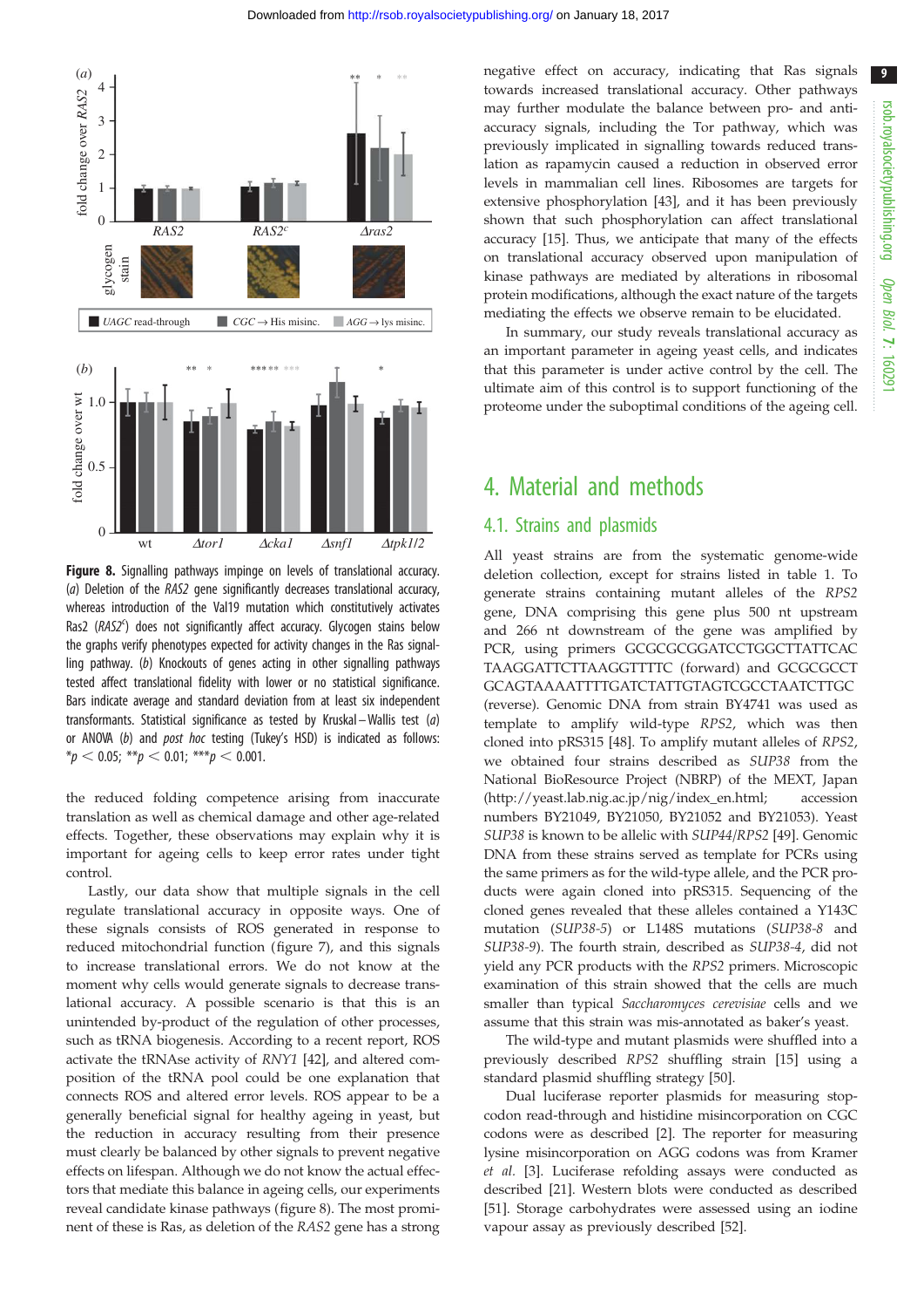**Figure 8.** Signalling pathways impinge on levels of translational accuracy. (*a*) Deletion of the *RAS2* gene significantly decreases translational accuracy, whereas introduction of the Val19 mutation which constitutively activates Ras2 (*RAS2*[c]) does not significantly affect accuracy. Glycogen stains below the graphs verify phenotypes expected for activity changes in the Ras signalling pathway. (*b*) Knockouts of genes acting in other signalling pathways tested affect translational fidelity with lower or no statistical significance. Bars indicate average and standard deviation from at least six independent transformants. Statistical significance as tested by Kruskal–Wallis test (*a*) or ANOVA (*b*) and *post hoc* testing (Tukey's HSD) is indicated as follows: \*$p < 0.05$; \*\*$p < 0.01$; \*\*\*$p < 0.001$.

the reduced folding competence arising from inaccurate translation as well as chemical damage and other age-related effects. Together, these observations may explain why it is important for ageing cells to keep error rates under tight control.

Lastly, our data show that multiple signals in the cell regulate translational accuracy in opposite ways. One of these signals consists of ROS generated in response to reduced mitochondrial function (figure 7), and this signals to increase translational errors. We do not know at the moment why cells would generate signals to decrease translational accuracy. A possible scenario is that this is an unintended by-product of the regulation of other processes, such as tRNA biogenesis. According to a recent report, ROS activate the tRNAse activity of *RNY1* [42], and altered composition of the tRNA pool could be one explanation that connects ROS and altered error levels. ROS appear to be a generally beneficial signal for healthy ageing in yeast, but the reduction in accuracy resulting from their presence must clearly be balanced by other signals to prevent negative effects on lifespan. Although we do not know the actual effectors that mediate this balance in ageing cells, our experiments reveal candidate kinase pathways (figure 8). The most prominent of these is Ras, as deletion of the *RAS2* gene has a strong negative effect on accuracy, indicating that Ras signals towards increased translational accuracy. Other pathways may further modulate the balance between pro- and anti-accuracy signals, including the Tor pathway, which was previously implicated in signalling towards reduced translation as rapamycin caused a reduction in observed error levels in mammalian cell lines. Ribosomes are targets for extensive phosphorylation [43], and it has been previously shown that such phosphorylation can affect translational accuracy [15]. Thus, we anticipate that many of the effects on translational accuracy observed upon manipulation of kinase pathways are mediated by alterations in ribosomal protein modifications, although the exact nature of the targets mediating the effects we observe remain to be elucidated.

In summary, our study reveals translational accuracy as an important parameter in ageing yeast cells, and indicates that this parameter is under active control by the cell. The ultimate aim of this control is to support functioning of the proteome under the suboptimal conditions of the ageing cell.

## 4. Material and methods

### 4.1. Strains and plasmids

All yeast strains are from the systematic genome-wide deletion collection, except for strains listed in table 1. To generate strains containing mutant alleles of the *RPS2* gene, DNA comprising this gene plus 500 nt upstream and 266 nt downstream of the gene was amplified by PCR, using primers GCGCGCGGATCCTGGCTTATTCAC TAAGGATTCTTAAGGTTTTC (forward) and GCGCGCCT GCAGTAAAATTTTGATCTATTGTAGTCGCCTAATCTTGC (reverse). Genomic DNA from strain BY4741 was used as template to amplify wild-type *RPS2*, which was then cloned into pRS315 [48]. To amplify mutant alleles of *RPS2*, we obtained four strains described as *SUP38* from the National BioResource Project (NBRP) of the MEXT, Japan (http://yeast.lab.nig.ac.jp/nig/index_en.html; accession numbers BY21049, BY21050, BY21052 and BY21053). Yeast *SUP38* is known to be allelic with *SUP44*/*RPS2* [49]. Genomic DNA from these strains served as template for PCRs using the same primers as for the wild-type allele, and the PCR products were again cloned into pRS315. Sequencing of the cloned genes revealed that these alleles contained a Y143C mutation (*SUP38-5*) or L148S mutations (*SUP38-8* and *SUP38-9*). The fourth strain, described as *SUP38-4*, did not yield any PCR products with the *RPS2* primers. Microscopic examination of this strain showed that the cells are much smaller than typical *Saccharomyces cerevisiae* cells and we assume that this strain was mis-annotated as baker's yeast.

The wild-type and mutant plasmids were shuffled into a previously described *RPS2* shuffling strain [15] using a standard plasmid shuffling strategy [50].

Dual luciferase reporter plasmids for measuring stop-codon read-through and histidine misincorporation on CGC codons were as described [2]. The reporter for measuring lysine misincorporation on AGG codons was from Kramer *et al*. [3]. Luciferase refolding assays were conducted as described [21]. Western blots were conducted as described [51]. Storage carbohydrates were assessed using an iodine vapour assay as previously described [52].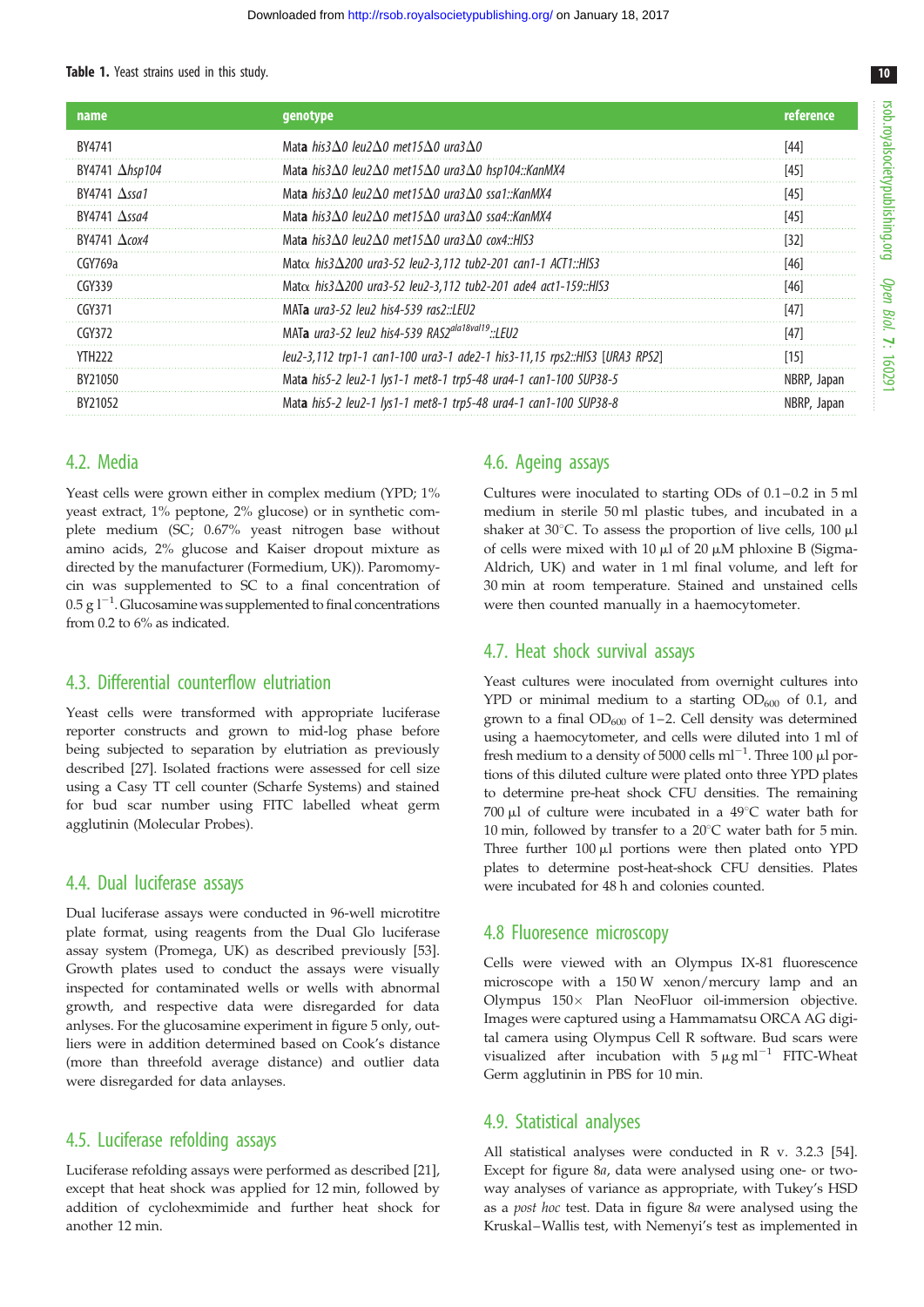**Table 1.** Yeast strains used in this study.

| name | genotype | reference |
|---|---|---|
| BY4741 | Mat**a** *his3*Δ*0 leu2*Δ*0 met15*Δ*0 ura3*Δ*0* | [44] |
| BY4741 Δ*hsp104* | Mat**a** *his3*Δ*0 leu2*Δ*0 met15*Δ*0 ura3*Δ*0 hsp104::KanMX4* | [45] |
| BY4741 Δ*ssa1* | Mat**a** *his3*Δ*0 leu2*Δ*0 met15*Δ*0 ura3*Δ*0 ssa1::KanMX4* | [45] |
| BY4741 Δ*ssa4* | Mat**a** *his3*Δ*0 leu2*Δ*0 met15*Δ*0 ura3*Δ*0 ssa4::KanMX4* | [45] |
| BY4741 Δ*cox4* | Mat**a** *his3*Δ*0 leu2*Δ*0 met15*Δ*0 ura3*Δ*0 cox4::HIS3* | [32] |
| CGY769a | Matα *his3*Δ*200 ura3-52 leu2-3,112 tub2-201 can1-1 ACT1::HIS3* | [46] |
| CGY339 | Matα *his3*Δ*200 ura3-52 leu2-3,112 tub2-201 ade4 act1-159::HIS3* | [46] |
| CGY371 | MAT**a** *ura3-52 leu2 his4-539 ras2::LEU2* | [47] |
| CGY372 | MAT**a** *ura3-52 leu2 his4-539 RAS2$^{ala18val19}$::LEU2* | [47] |
| YTH222 | *leu2-3,112 trp1-1 can1-100 ura3-1 ade2-1 his3-11,15 rps2::HIS3 [URA3 RPS2]* | [15] |
| BY21050 | Mat**a** *his5-2 leu2-1 lys1-1 met8-1 trp5-48 ura4-1 can1-100 SUP38-5* | NBRP, Japan |
| BY21052 | Mat**a** *his5-2 leu2-1 lys1-1 met8-1 trp5-48 ura4-1 can1-100 SUP38-8* | NBRP, Japan |

## 4.2. Media

Yeast cells were grown either in complex medium (YPD; 1% yeast extract, 1% peptone, 2% glucose) or in synthetic complete medium (SC; 0.67% yeast nitrogen base without amino acids, 2% glucose and Kaiser dropout mixture as directed by the manufacturer (Formedium, UK)). Paromomycin was supplemented to SC to a final concentration of 0.5 g $l^{-1}$. Glucosamine was supplemented to final concentrations from 0.2 to 6% as indicated.

## 4.3. Differential counterflow elutriation

Yeast cells were transformed with appropriate luciferase reporter constructs and grown to mid-log phase before being subjected to separation by elutriation as previously described [27]. Isolated fractions were assessed for cell size using a Casy TT cell counter (Scharfe Systems) and stained for bud scar number using FITC labelled wheat germ agglutinin (Molecular Probes).

## 4.4. Dual luciferase assays

Dual luciferase assays were conducted in 96-well microtitre plate format, using reagents from the Dual Glo luciferase assay system (Promega, UK) as described previously [53]. Growth plates used to conduct the assays were visually inspected for contaminated wells or wells with abnormal growth, and respective data were disregarded for data anlyses. For the glucosamine experiment in figure 5 only, outliers were in addition determined based on Cook's distance (more than threefold average distance) and outlier data were disregarded for data anlayses.

## 4.5. Luciferase refolding assays

Luciferase refolding assays were performed as described [21], except that heat shock was applied for 12 min, followed by addition of cyclohexmimide and further heat shock for another 12 min.

## 4.6. Ageing assays

Cultures were inoculated to starting ODs of 0.1–0.2 in 5 ml medium in sterile 50 ml plastic tubes, and incubated in a shaker at 30°C. To assess the proportion of live cells, 100 µl of cells were mixed with 10 µl of 20 µM phloxine B (Sigma-Aldrich, UK) and water in 1 ml final volume, and left for 30 min at room temperature. Stained and unstained cells were then counted manually in a haemocytometer.

## 4.7. Heat shock survival assays

Yeast cultures were inoculated from overnight cultures into YPD or minimal medium to a starting $OD_{600}$ of 0.1, and grown to a final $OD_{600}$ of 1–2. Cell density was determined using a haemocytometer, and cells were diluted into 1 ml of fresh medium to a density of 5000 cells $ml^{-1}$. Three 100 µl portions of this diluted culture were plated onto three YPD plates to determine pre-heat shock CFU densities. The remaining 700 µl of culture were incubated in a 49°C water bath for 10 min, followed by transfer to a 20°C water bath for 5 min. Three further 100 µl portions were then plated onto YPD plates to determine post-heat-shock CFU densities. Plates were incubated for 48 h and colonies counted.

## 4.8 Fluoresence microscopy

Cells were viewed with an Olympus IX-81 fluorescence microscope with a 150 W xenon/mercury lamp and an Olympus 150× Plan NeoFluor oil-immersion objective. Images were captured using a Hammamatsu ORCA AG digital camera using Olympus Cell R software. Bud scars were visualized after incubation with 5 µg $ml^{-1}$ FITC-Wheat Germ agglutinin in PBS for 10 min.

## 4.9. Statistical analyses

All statistical analyses were conducted in R v. 3.2.3 [54]. Except for figure 8*a*, data were analysed using one- or two-way analyses of variance as appropriate, with Tukey's HSD as a *post hoc* test. Data in figure 8*a* were analysed using the Kruskal–Wallis test, with Nemenyi's test as implemented in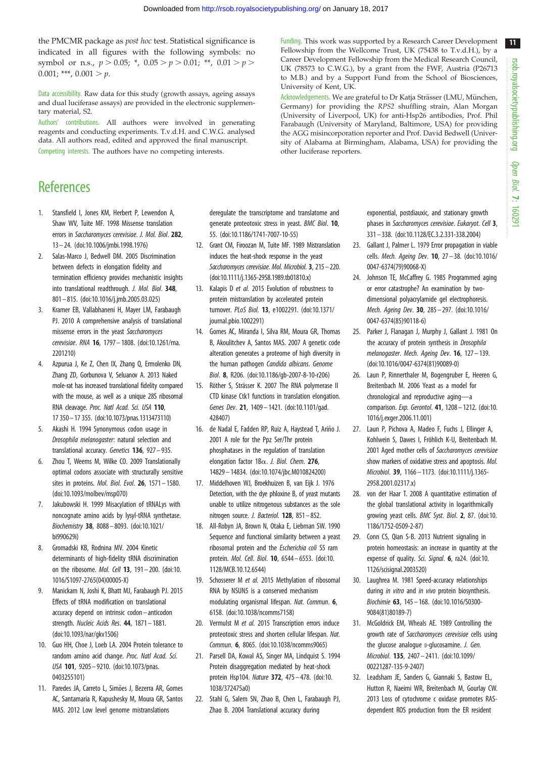the PMCMR package as *post hoc* test. Statistical significance is indicated in all figures with the following symbols: no symbol or n.s., $p > 0.05$; *, $0.05 > p > 0.01$; **, $0.01 > p > 0.001$; ***, $0.001 > p$.

Data accessibility. Raw data for this study (growth assays, ageing assays and dual luciferase assays) are provided in the electronic supplementary material, S2.

Authors' contributions. All authors were involved in generating reagents and conducting experiments. T.v.d.H. and C.W.G. analysed data. All authors read, edited and approved the final manuscript.

Competing interests. The authors have no competing interests.

Funding. This work was supported by a Research Career Development Fellowship from the Wellcome Trust, UK (75438 to T.v.d.H.), by a Career Development Fellowship from the Medical Research Council, UK (78573 to C.W.G.), by a grant from the FWF, Austria (P26713 to M.B.) and by a Support Fund from the School of Biosciences, University of Kent, UK.

Acknowledgements. We are grateful to Dr Katja Strässer (LMU, München, Germany) for providing the *RPS2* shuffling strain, Alan Morgan (University of Liverpool, UK) for anti-Hsp26 antibodies, Prof. Phil Farabaugh (University of Maryland, Baltimore, USA) for providing the AGG misincorporation reporter and Prof. David Bedwell (University of Alabama at Birmingham, Alabama, USA) for providing the other luciferase reporters.

# References

1. Stansfield I, Jones KM, Herbert P, Lewendon A, Shaw WV, Tuite MF. 1998 Missense translation errors in *Saccharomyces cerevisiae*. *J. Mol. Biol*. **282**, 13–24. (doi:10.1006/jmbi.1998.1976)
2. Salas-Marco J, Bedwell DM. 2005 Discrimination between defects in elongation fidelity and termination efficiency provides mechanistic insights into translational readthrough. *J. Mol. Biol*. **348**, 801–815. (doi:10.1016/j.jmb.2005.03.025)
3. Kramer EB, Vallabhaneni H, Mayer LM, Farabaugh PJ. 2010 A comprehensive analysis of translational missense errors in the yeast *Saccharomyces cerevisiae*. *RNA* **16**, 1797–1808. (doi:10.1261/rna.2201210)
4. Azpurua J, Ke Z, Chen IX, Zhang Q, Ermolenko DN, Zhang ZD, Gorbunova V, Seluanov A. 2013 Naked mole-rat has increased translational fidelity compared with the mouse, as well as a unique 28S ribosomal RNA cleavage. *Proc. Natl Acad. Sci. USA* **110**, 17 350–17 355. (doi:10.1073/pnas.1313473110)
5. Akashi H. 1994 Synonymous codon usage in *Drosophila melanogaster*: natural selection and translational accuracy. *Genetics* **136**, 927–935.
6. Zhou T, Weems M, Wilke CO. 2009 Translationally optimal codons associate with structurally sensitive sites in proteins. *Mol. Biol. Evol*. **26**, 1571–1580. (doi:10.1093/molbev/msp070)
7. Jakubowski H. 1999 Misacylation of tRNALys with noncognate amino acids by lysyl-tRNA synthetase. *Biochemistry* **38**, 8088–8093. (doi:10.1021/bi990629i)
8. Gromadski KB, Rodnina MV. 2004 Kinetic determinants of high-fidelity tRNA discrimination on the ribosome. *Mol. Cell* **13**, 191–200. (doi:10.1016/S1097-2765(04)00005-X)
9. Manickam N, Joshi K, Bhatt MJ, Farabaugh PJ. 2015 Effects of tRNA modification on translational accuracy depend on intrinsic codon–anticodon strength. *Nucleic Acids Res*. **44**, 1871–1881. (doi:10.1093/nar/gkv1506)
10. Guo HH, Choe J, Loeb LA. 2004 Protein tolerance to random amino acid change. *Proc. Natl Acad. Sci. USA* **101**, 9205–9210. (doi:10.1073/pnas.0403255101)
11. Paredes JA, Carreto L, Simões J, Bezerra AR, Gomes AC, Santamaria R, Kapushesky M, Moura GR, Santos MAS. 2012 Low level genome mistranslations deregulate the transcriptome and translatome and generate proteotoxic stress in yeast. *BMC Biol*. **10**, 55. (doi:10.1186/1741-7007-10-55)
12. Grant CM, Firoozan M, Tuite MF. 1989 Mistranslation induces the heat-shock response in the yeast *Saccharomyces cerevisiae*. *Mol. Microbiol*. **3**, 215–220. (doi:10.1111/j.1365-2958.1989.tb01810.x)
13. Kalapis D *et al*. 2015 Evolution of robustness to protein mistranslation by accelerated protein turnover. *PLoS Biol*. **13**, e1002291. (doi:10.1371/journal.pbio.1002291)
14. Gomes AC, Miranda I, Silva RM, Moura GR, Thomas B, Akoulitchev A, Santos MAS. 2007 A genetic code alteration generates a proteome of high diversity in the human pathogen *Candida albicans*. *Genome Biol*. **8**, R206. (doi:10.1186/gb-2007-8-10-r206)
15. Röther S, Strässer K. 2007 The RNA polymerase II CTD kinase Ctk1 functions in translation elongation. *Genes Dev*. **21**, 1409–1421. (doi:10.1101/gad.428407)
16. de Nadal E, Fadden RP, Ruiz A, Haystead T, Ariño J. 2001 A role for the Ppz Ser/Thr protein phosphatases in the regulation of translation elongation factor 1Bα. *J. Biol. Chem*. **276**, 14829–14834. (doi:10.1074/jbc.M010824200)
17. Middelhoven WJ, Broekhuizen B, van Eijk J. 1976 Detection, with the dye phloxine B, of yeast mutants unable to utilize nitrogenous substances as the sole nitrogen source. *J. Bacteriol*. **128**, 851–852.
18. All-Robyn JA, Brown N, Otaka E, Liebman SW. 1990 Sequence and functional similarity between a yeast ribosomal protein and the *Escherichia coli* S5 ram protein. *Mol. Cell. Biol*. **10**, 6544–6553. (doi:10.1128/MCB.10.12.6544)
19. Schosserer M *et al*. 2015 Methylation of ribosomal RNA by NSUN5 is a conserved mechanism modulating organismal lifespan. *Nat. Commun*. **6**, 6158. (doi:10.1038/ncomms7158)
20. Vermulst M *et al*. 2015 Transcription errors induce proteotoxic stress and shorten cellular lifespan. *Nat. Commun*. **6**, 8065. (doi:10.1038/ncomms9065)
21. Parsell DA, Kowal AS, Singer MA, Lindquist S. 1994 Protein disaggregation mediated by heat-shock protein Hsp104. *Nature* **372**, 475–478. (doi:10.1038/372475a0)
22. Stahl G, Salem SN, Zhao B, Chen L, Farabaugh PJ, Zhao B. 2004 Translational accuracy during exponential, postdiauxic, and stationary growth phases in *Saccharomyces cerevisiae*. *Eukaryot. Cell* **3**, 331–338. (doi:10.1128/EC.3.2.331-338.2004)
23. Gallant J, Palmer L. 1979 Error propagation in viable cells. *Mech. Ageing Dev*. **10**, 27–38. (doi:10.1016/0047-6374(79)90068-X)
24. Johnson TE, McCaffrey G. 1985 Programmed aging or error catastrophe? An examination by two-dimensional polyacrylamide gel electrophoresis. *Mech. Ageing Dev*. **30**, 285–297. (doi:10.1016/0047-6374(85)90118-6)
25. Parker J, Flanagan J, Murphy J, Gallant J. 1981 On the accuracy of protein synthesis in *Drosophila melanogaster*. *Mech. Ageing Dev*. **16**, 127–139. (doi:10.1016/0047-6374(81)90089-0)
26. Laun P, Rinnerthaler M, Bogengruber E, Heeren G, Breitenbach M. 2006 Yeast as a model for chronological and reproductive aging—a comparison. *Exp. Gerontol*. **41**, 1208–1212. (doi:10.1016/j.exger.2006.11.001)
27. Laun P, Pichova A, Madeo F, Fuchs J, Ellinger A, Kohlwein S, Dawes I, Fröhlich K-U, Breitenbach M. 2001 Aged mother cells of *Saccharomyces cerevisiae* show markers of oxidative stress and apoptosis. *Mol. Microbiol*. **39**, 1166–1173. (doi:10.1111/j.1365-2958.2001.02317.x)
28. von der Haar T. 2008 A quantitative estimation of the global translational activity in logarithmically growing yeast cells. *BMC Syst. Biol*. **2**, 87. (doi:10.1186/1752-0509-2-87)
29. Conn CS, Qian S-B. 2013 Nutrient signaling in protein homeostasis: an increase in quantity at the expense of quality. *Sci. Signal*. **6**, ra24. (doi:10.1126/scisignal.2003520)
30. Laughrea M. 1981 Speed-accuracy relationships during *in vitro* and *in vivo* protein biosynthesis. *Biochimie* **63**, 145–168. (doi:10.1016/S0300-9084(81)80189-7)
31. McGoldrick EM, Wheals AE. 1989 Controlling the growth rate of *Saccharomyces cerevisiae* cells using the glucose analogue D-glucosamine. *J. Gen. Microbiol*. **135**, 2407–2411. (doi:10.1099/00221287-135-9-2407)
32. Leadsham JE, Sanders G, Giannaki S, Bastow EL, Hutton R, Naeimi WR, Breitenbach M, Gourlay CW. 2013 Loss of cytochrome c oxidase promotes RAS-dependent ROS production from the ER resident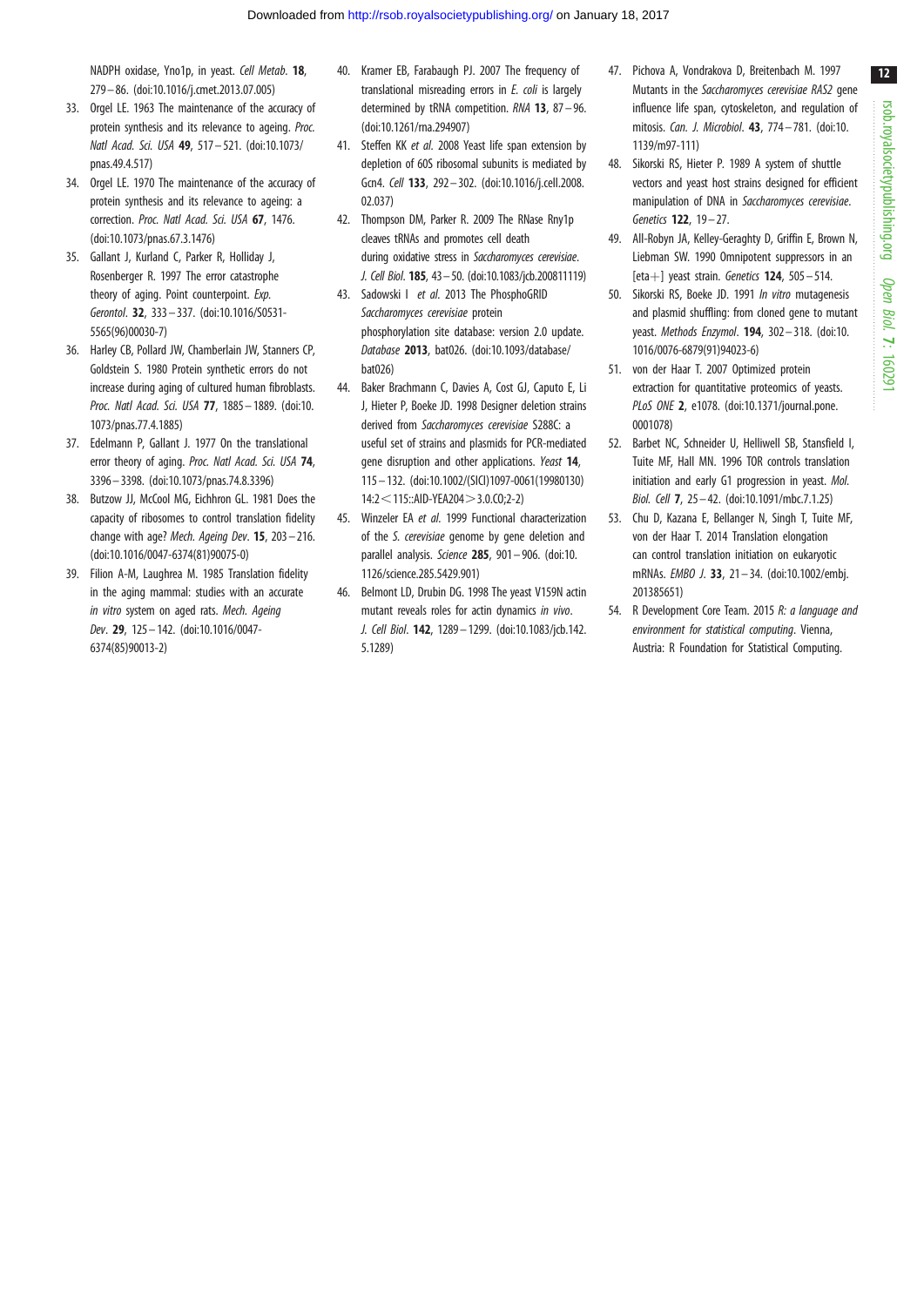NADPH oxidase, Yno1p, in yeast. *Cell Metab*. **18**, 279–86. (doi:10.1016/j.cmet.2013.07.005)

33. Orgel LE. 1963 The maintenance of the accuracy of protein synthesis and its relevance to ageing. *Proc. Natl Acad. Sci. USA* **49**, 517–521. (doi:10.1073/pnas.49.4.517)
34. Orgel LE. 1970 The maintenance of the accuracy of protein synthesis and its relevance to ageing: a correction. *Proc. Natl Acad. Sci. USA* **67**, 1476. (doi:10.1073/pnas.67.3.1476)
35. Gallant J, Kurland C, Parker R, Holliday J, Rosenberger R. 1997 The error catastrophe theory of aging. Point counterpoint. *Exp. Gerontol*. **32**, 333–337. (doi:10.1016/S0531-5565(96)00030-7)
36. Harley CB, Pollard JW, Chamberlain JW, Stanners CP, Goldstein S. 1980 Protein synthetic errors do not increase during aging of cultured human fibroblasts. *Proc. Natl Acad. Sci. USA* **77**, 1885–1889. (doi:10.1073/pnas.77.4.1885)
37. Edelmann P, Gallant J. 1977 On the translational error theory of aging. *Proc. Natl Acad. Sci. USA* **74**, 3396–3398. (doi:10.1073/pnas.74.8.3396)
38. Butzow JJ, McCool MG, Eichhorn GL. 1981 Does the capacity of ribosomes to control translation fidelity change with age? *Mech. Ageing Dev*. **15**, 203–216. (doi:10.1016/0047-6374(81)90075-0)
39. Filion A-M, Laughrea M. 1985 Translation fidelity in the aging mammal: studies with an accurate *in vitro* system on aged rats. *Mech. Ageing Dev*. **29**, 125–142. (doi:10.1016/0047-6374(85)90013-2)
40. Kramer EB, Farabaugh PJ. 2007 The frequency of translational misreading errors in *E. coli* is largely determined by tRNA competition. *RNA* **13**, 87–96. (doi:10.1261/rna.294907)
41. Steffen KK *et al.* 2008 Yeast life span extension by depletion of 60S ribosomal subunits is mediated by Gcn4. *Cell* **133**, 292–302. (doi:10.1016/j.cell.2008.02.037)
42. Thompson DM, Parker R. 2009 The RNase Rny1p cleaves tRNAs and promotes cell death during oxidative stress in *Saccharomyces cerevisiae*. *J. Cell Biol*. **185**, 43–50. (doi:10.1083/jcb.200811119)
43. Sadowski I *et al.* 2013 The PhosphoGRID *Saccharomyces cerevisiae* protein phosphorylation site database: version 2.0 update. *Database* **2013**, bat026. (doi:10.1093/database/bat026)
44. Baker Brachmann C, Davies A, Cost GJ, Caputo E, Li J, Hieter P, Boeke JD. 1998 Designer deletion strains derived from *Saccharomyces cerevisiae* S288C: a useful set of strains and plasmids for PCR-mediated gene disruption and other applications. *Yeast* **14**, 115–132. (doi:10.1002/(SICI)1097-0061(19980130)14:2<115::AID-YEA204>3.0.CO;2-2)
45. Winzeler EA *et al.* 1999 Functional characterization of the *S. cerevisiae* genome by gene deletion and parallel analysis. *Science* **285**, 901–906. (doi:10.1126/science.285.5429.901)
46. Belmont LD, Drubin DG. 1998 The yeast V159N actin mutant reveals roles for actin dynamics *in vivo*. *J. Cell Biol*. **142**, 1289–1299. (doi:10.1083/jcb.142.5.1289)
47. Pichova A, Vondrakova D, Breitenbach M. 1997 Mutants in the *Saccharomyces cerevisiae RAS2* gene influence life span, cytoskeleton, and regulation of mitosis. *Can. J. Microbiol*. **43**, 774–781. (doi:10.1139/m97-111)
48. Sikorski RS, Hieter P. 1989 A system of shuttle vectors and yeast host strains designed for efficient manipulation of DNA in *Saccharomyces cerevisiae*. *Genetics* **122**, 19–27.
49. All-Robyn JA, Kelley-Geraghty D, Griffin E, Brown N, Liebman SW. 1990 Omnipotent suppressors in an [eta+] yeast strain. *Genetics* **124**, 505–514.
50. Sikorski RS, Boeke JD. 1991 *In vitro* mutagenesis and plasmid shuffling: from cloned gene to mutant yeast. *Methods Enzymol*. **194**, 302–318. (doi:10.1016/0076-6879(91)94023-6)
51. von der Haar T. 2007 Optimized protein extraction for quantitative proteomics of yeasts. *PLoS ONE* **2**, e1078. (doi:10.1371/journal.pone.0001078)
52. Barbet NC, Schneider U, Helliwell SB, Stansfield I, Tuite MF, Hall MN. 1996 TOR controls translation initiation and early G1 progression in yeast. *Mol. Biol. Cell* **7**, 25–42. (doi:10.1091/mbc.7.1.25)
53. Chu D, Kazana E, Bellanger N, Singh T, Tuite MF, von der Haar T. 2014 Translation elongation can control translation initiation on eukaryotic mRNAs. *EMBO J*. **33**, 21–34. (doi:10.1002/embj.201385651)
54. R Development Core Team. 2015 *R: a language and environment for statistical computing*. Vienna, Austria: R Foundation for Statistical Computing.